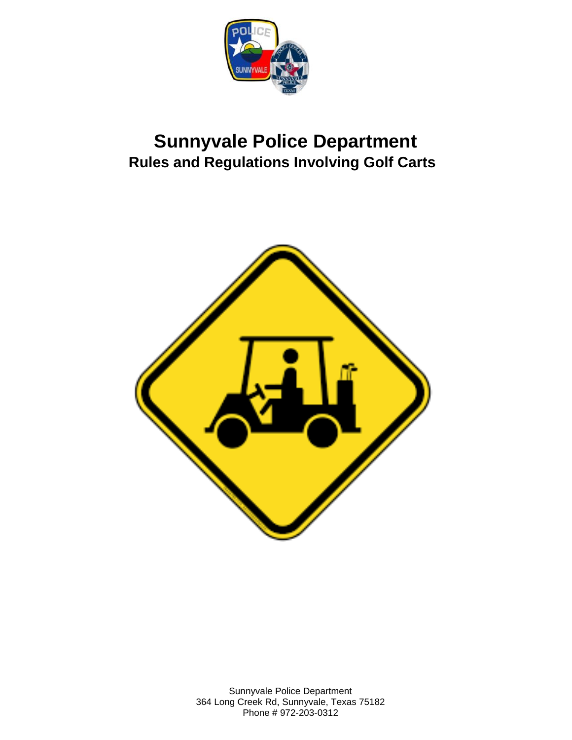# Sunnyvale Police Department

## Rules and Regulations Involving Golf Carts

Sunnyvale Police Department
364 Long Creek Rd, Sunnyvale, Texas 75182
Phone # 972-203-0312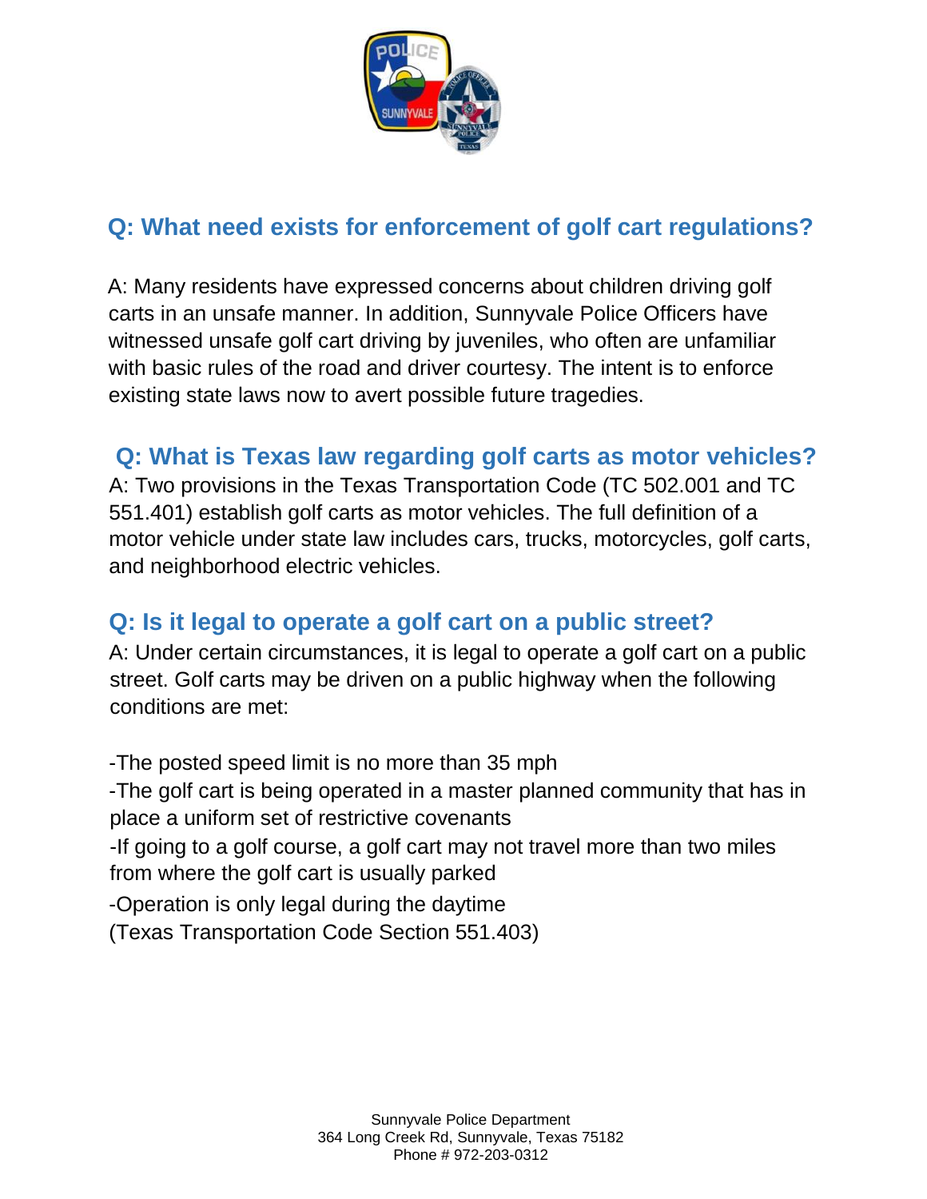## Q: What need exists for enforcement of golf cart regulations?

A: Many residents have expressed concerns about children driving golf carts in an unsafe manner. In addition, Sunnyvale Police Officers have witnessed unsafe golf cart driving by juveniles, who often are unfamiliar with basic rules of the road and driver courtesy. The intent is to enforce existing state laws now to avert possible future tragedies.

## Q: What is Texas law regarding golf carts as motor vehicles?

A: Two provisions in the Texas Transportation Code (TC 502.001 and TC 551.401) establish golf carts as motor vehicles. The full definition of a motor vehicle under state law includes cars, trucks, motorcycles, golf carts, and neighborhood electric vehicles.

## Q: Is it legal to operate a golf cart on a public street?

A: Under certain circumstances, it is legal to operate a golf cart on a public street. Golf carts may be driven on a public highway when the following conditions are met:

-The posted speed limit is no more than 35 mph
-The golf cart is being operated in a master planned community that has in place a uniform set of restrictive covenants
-If going to a golf course, a golf cart may not travel more than two miles from where the golf cart is usually parked
-Operation is only legal during the daytime
(Texas Transportation Code Section 551.403)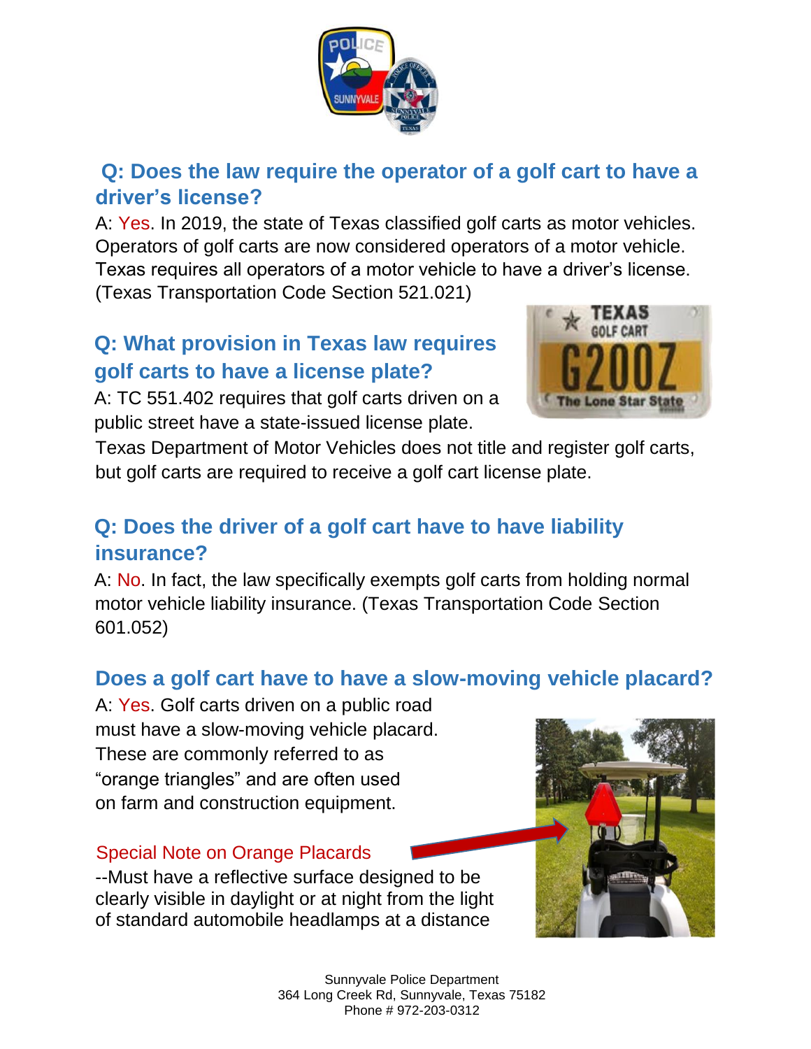## Q: Does the law require the operator of a golf cart to have a driver's license?

A: Yes. In 2019, the state of Texas classified golf carts as motor vehicles. Operators of golf carts are now considered operators of a motor vehicle. Texas requires all operators of a motor vehicle to have a driver's license. (Texas Transportation Code Section 521.021)

## Q: What provision in Texas law requires golf carts to have a license plate?

A: TC 551.402 requires that golf carts driven on a public street have a state-issued license plate. Texas Department of Motor Vehicles does not title and register golf carts, but golf carts are required to receive a golf cart license plate.

## Q: Does the driver of a golf cart have to have liability insurance?

A: No. In fact, the law specifically exempts golf carts from holding normal motor vehicle liability insurance. (Texas Transportation Code Section 601.052)

## Does a golf cart have to have a slow-moving vehicle placard?

A: Yes. Golf carts driven on a public road must have a slow-moving vehicle placard. These are commonly referred to as "orange triangles" and are often used on farm and construction equipment.

Special Note on Orange Placards

--Must have a reflective surface designed to be clearly visible in daylight or at night from the light of standard automobile headlamps at a distance

Sunnyvale Police Department
364 Long Creek Rd, Sunnyvale, Texas 75182
Phone # 972-203-0312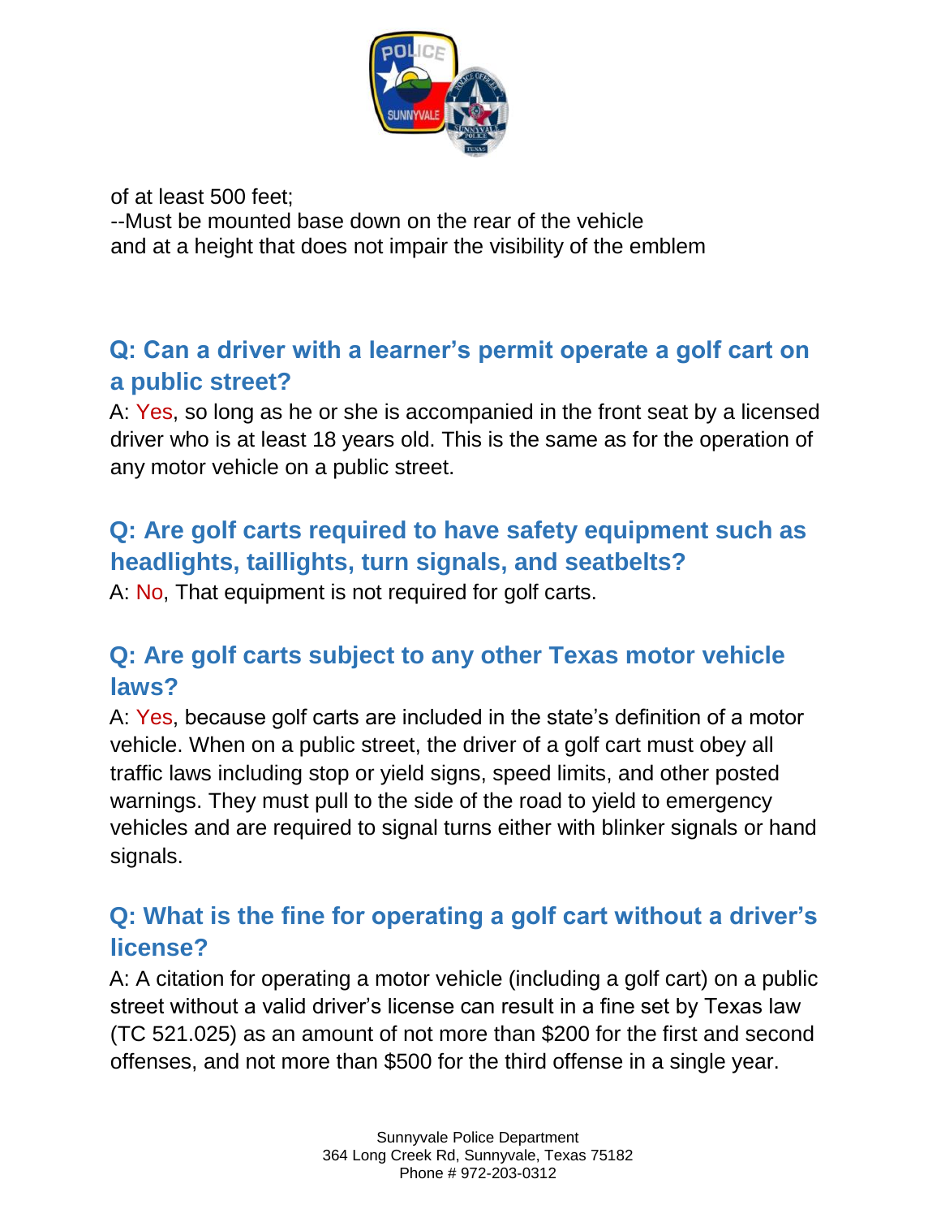of at least 500 feet;
--Must be mounted base down on the rear of the vehicle
and at a height that does not impair the visibility of the emblem

## Q: Can a driver with a learner's permit operate a golf cart on a public street?

A: Yes, so long as he or she is accompanied in the front seat by a licensed driver who is at least 18 years old. This is the same as for the operation of any motor vehicle on a public street.

## Q: Are golf carts required to have safety equipment such as headlights, taillights, turn signals, and seatbelts?

A: No, That equipment is not required for golf carts.

## Q: Are golf carts subject to any other Texas motor vehicle laws?

A: Yes, because golf carts are included in the state's definition of a motor vehicle. When on a public street, the driver of a golf cart must obey all traffic laws including stop or yield signs, speed limits, and other posted warnings. They must pull to the side of the road to yield to emergency vehicles and are required to signal turns either with blinker signals or hand signals.

## Q: What is the fine for operating a golf cart without a driver's license?

A: A citation for operating a motor vehicle (including a golf cart) on a public street without a valid driver's license can result in a fine set by Texas law (TC 521.025) as an amount of not more than $200 for the first and second offenses, and not more than $500 for the third offense in a single year.

Sunnyvale Police Department
364 Long Creek Rd, Sunnyvale, Texas 75182
Phone # 972-203-0312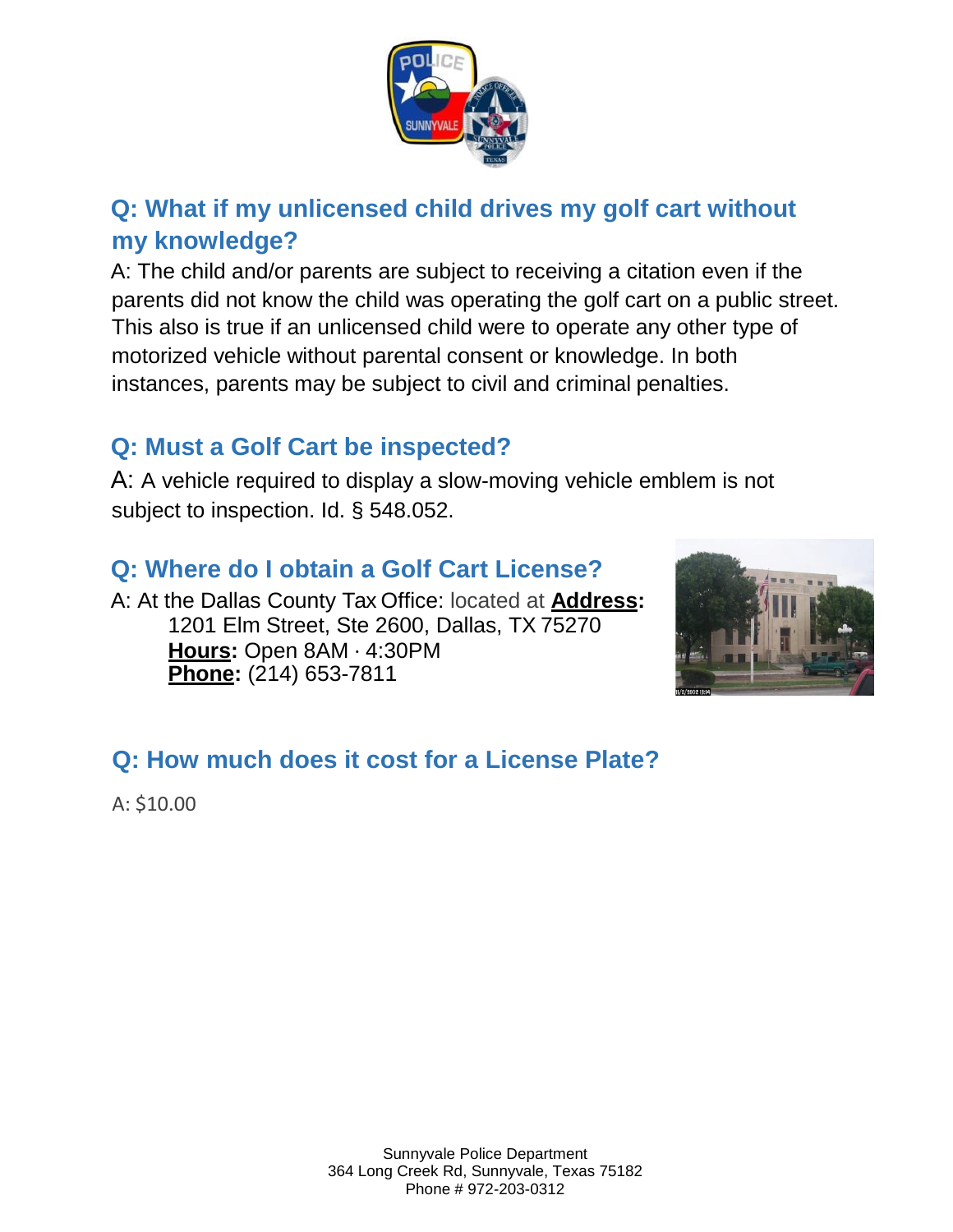## Q: What if my unlicensed child drives my golf cart without my knowledge?

A: The child and/or parents are subject to receiving a citation even if the parents did not know the child was operating the golf cart on a public street. This also is true if an unlicensed child were to operate any other type of motorized vehicle without parental consent or knowledge. In both instances, parents may be subject to civil and criminal penalties.

## Q: Must a Golf Cart be inspected?

A: A vehicle required to display a slow-moving vehicle emblem is not subject to inspection. Id. § 548.052.

## Q: Where do I obtain a Golf Cart License?

A: At the Dallas County Tax Office: located at **Address:**
1201 Elm Street, Ste 2600, Dallas, TX 75270
**Hours:** Open 8AM · 4:30PM
**Phone:** (214) 653-7811

## Q: How much does it cost for a License Plate?

A: $10.00

Sunnyvale Police Department
364 Long Creek Rd, Sunnyvale, Texas 75182
Phone # 972-203-0312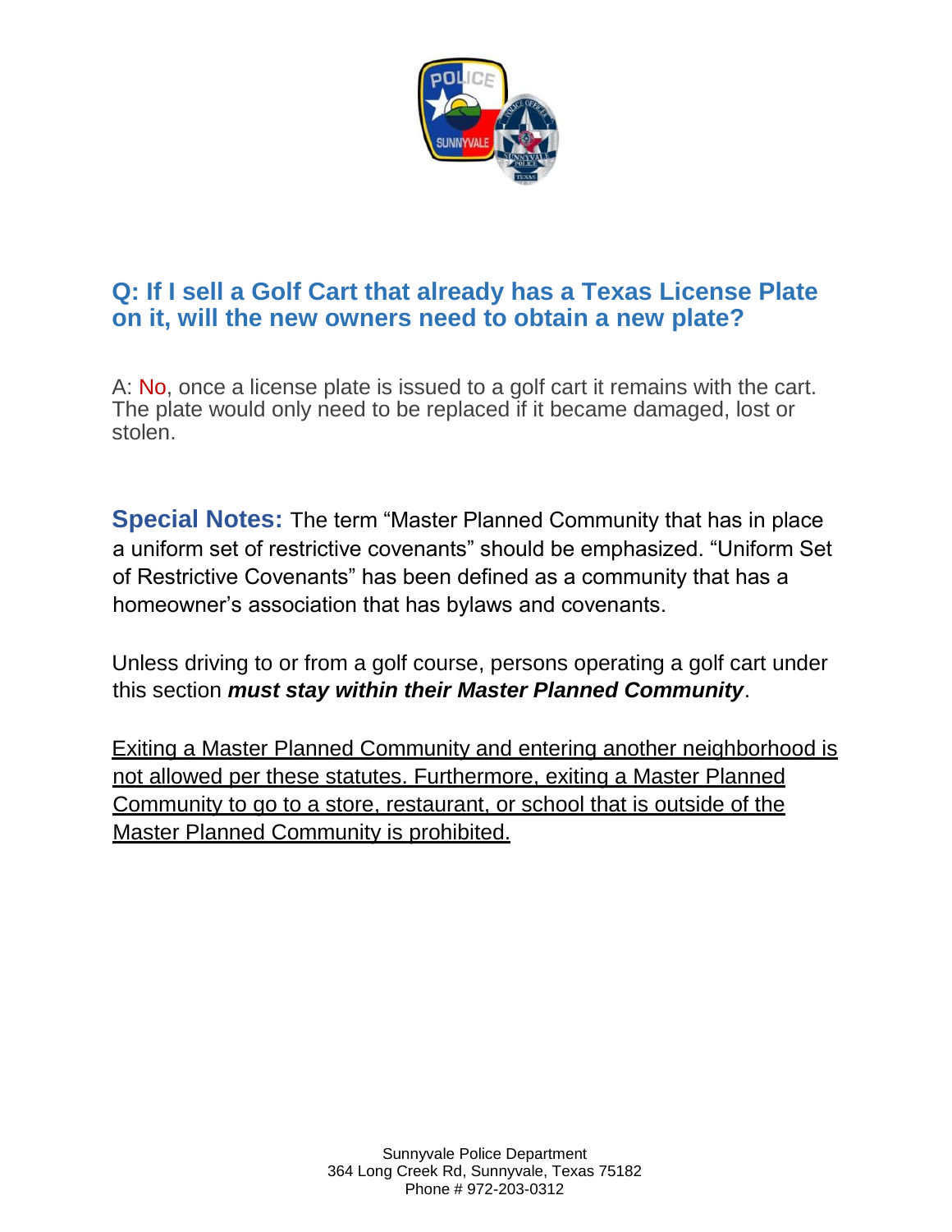## Q: If I sell a Golf Cart that already has a Texas License Plate on it, will the new owners need to obtain a new plate?

A: No, once a license plate is issued to a golf cart it remains with the cart. The plate would only need to be replaced if it became damaged, lost or stolen.

**Special Notes:** The term “Master Planned Community that has in place a uniform set of restrictive covenants” should be emphasized. “Uniform Set of Restrictive Covenants” has been defined as a community that has a homeowner’s association that has bylaws and covenants.

Unless driving to or from a golf course, persons operating a golf cart under this section ***must stay within their Master Planned Community***.

Exiting a Master Planned Community and entering another neighborhood is not allowed per these statutes. Furthermore, exiting a Master Planned Community to go to a store, restaurant, or school that is outside of the Master Planned Community is prohibited.

Sunnyvale Police Department
364 Long Creek Rd, Sunnyvale, Texas 75182
Phone # 972-203-0312